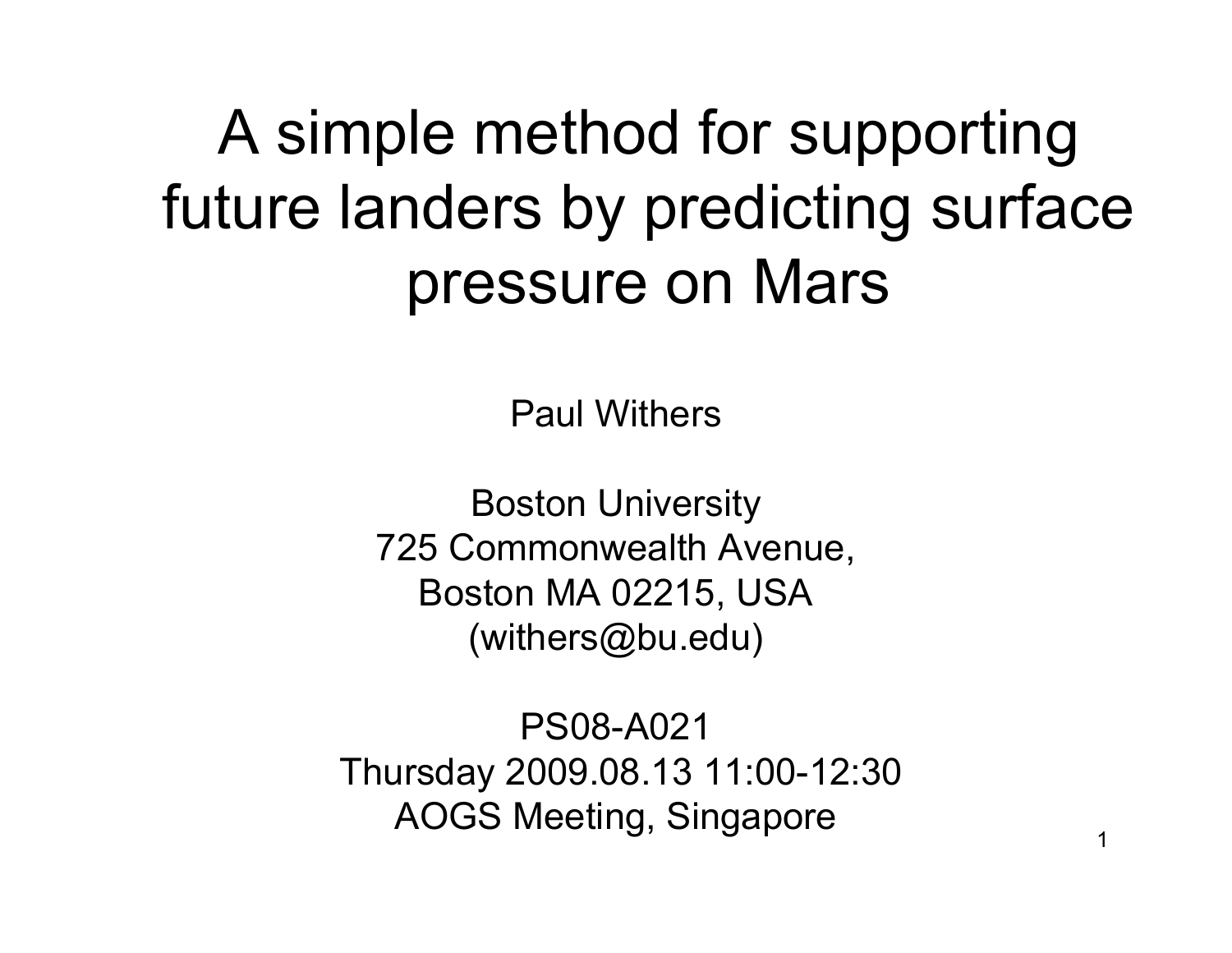# A simple method for supporting future landers by predicting surface pressure on Mars

Paul Withers

Boston University
725 Commonwealth Avenue,
Boston MA 02215, USA
(withers@bu.edu)

PS08-A021
Thursday 2009.08.13 11:00-12:30
AOGS Meeting, Singapore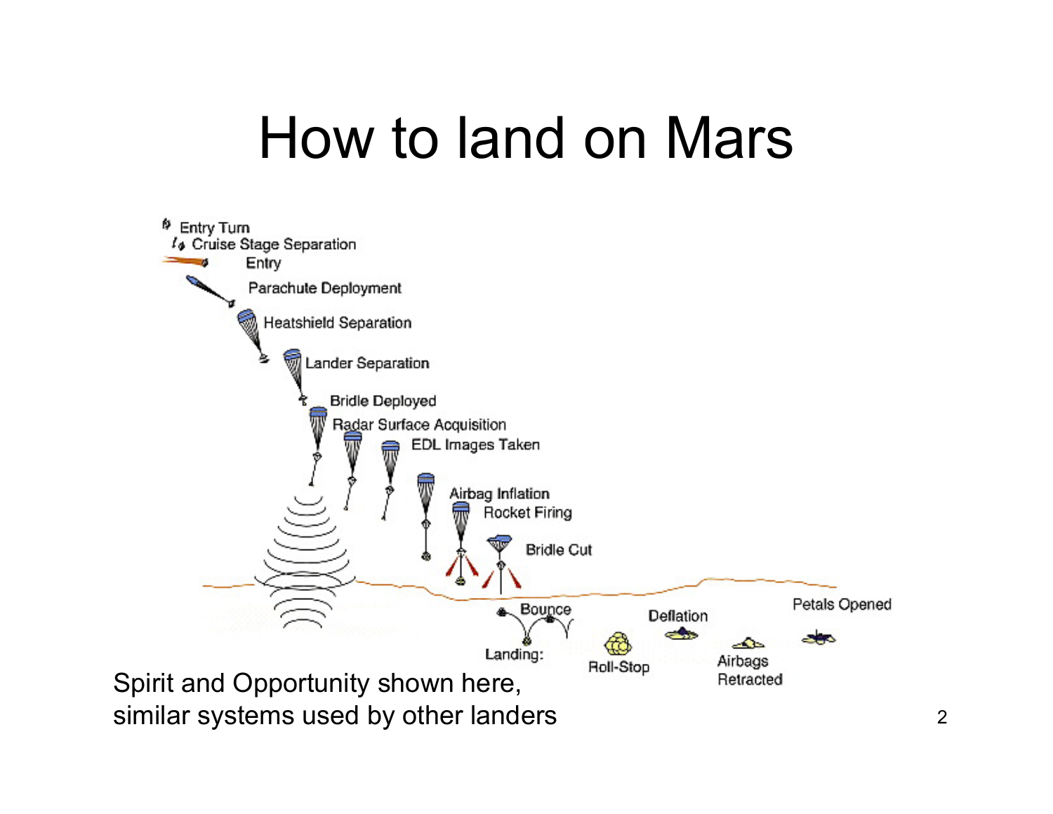# How to land on Mars

Entry Turn

Cruise Stage Separation

Entry

Parachute Deployment

Heatshield Separation

Lander Separation

Bridle Deployed

Radar Surface Acquisition

EDL Images Taken

Airbag Inflation

Rocket Firing

Bridle Cut

Bounce

Landing:

Roll-Stop

Deflation

Airbags Retracted

Petals Opened

Spirit and Opportunity shown here, similar systems used by other landers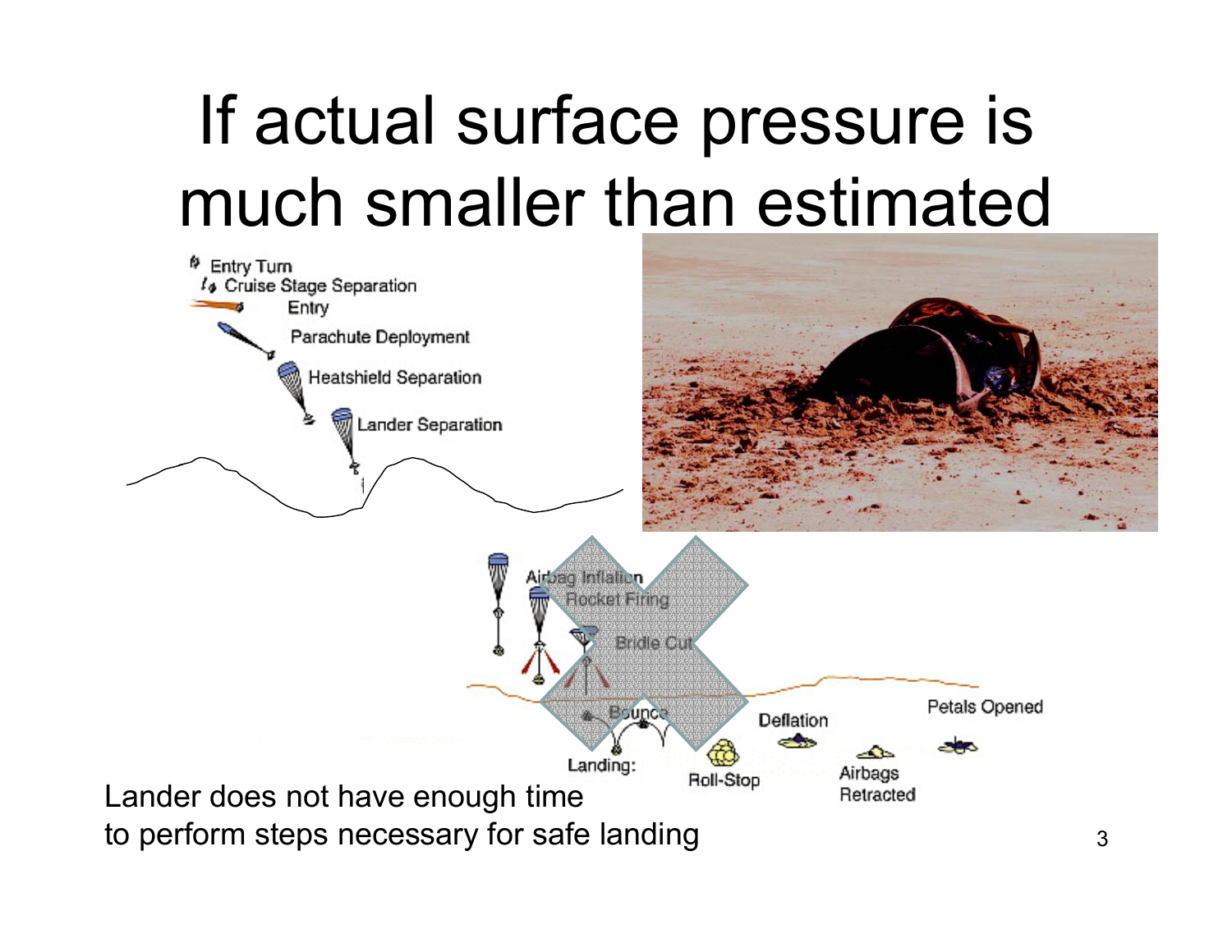# If actual surface pressure is much smaller than estimated

Entry Turn

Cruise Stage Separation

Entry

Parachute Deployment

Heatshield Separation

Lander Separation

Airbag Inflation

Rocket Firing

Bridle Cut

Bounce

Landing:

Roll-Stop

Deflation

Airbags Retracted

Petals Opened

Lander does not have enough time to perform steps necessary for safe landing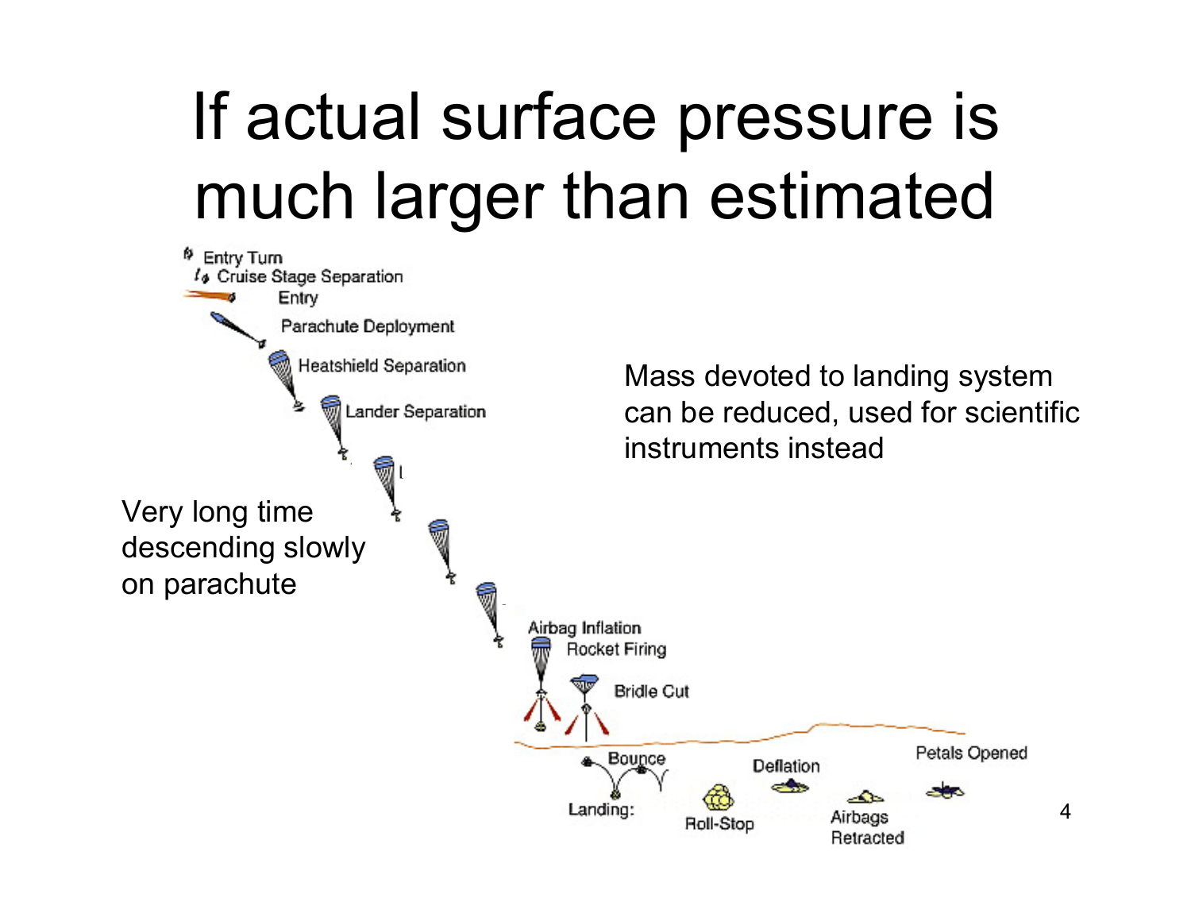# If actual surface pressure is much larger than estimated

Entry Turn

Cruise Stage Separation

Entry

Parachute Deployment

Heatshield Separation

Lander Separation

Airbag Inflation

Rocket Firing

Bridle Cut

Bounce

Landing:

Roll-Stop

Deflation

Airbags Retracted

Petals Opened

Mass devoted to landing system can be reduced, used for scientific instruments instead

Very long time descending slowly on parachute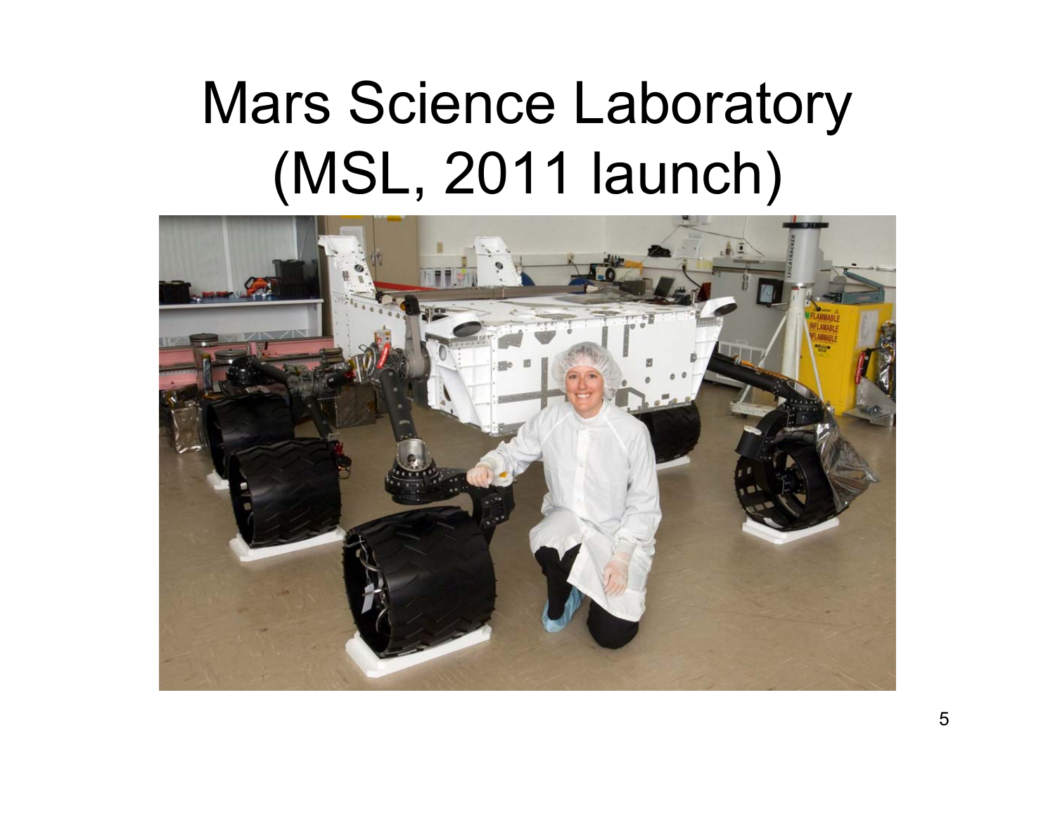# Mars Science Laboratory (MSL, 2011 launch)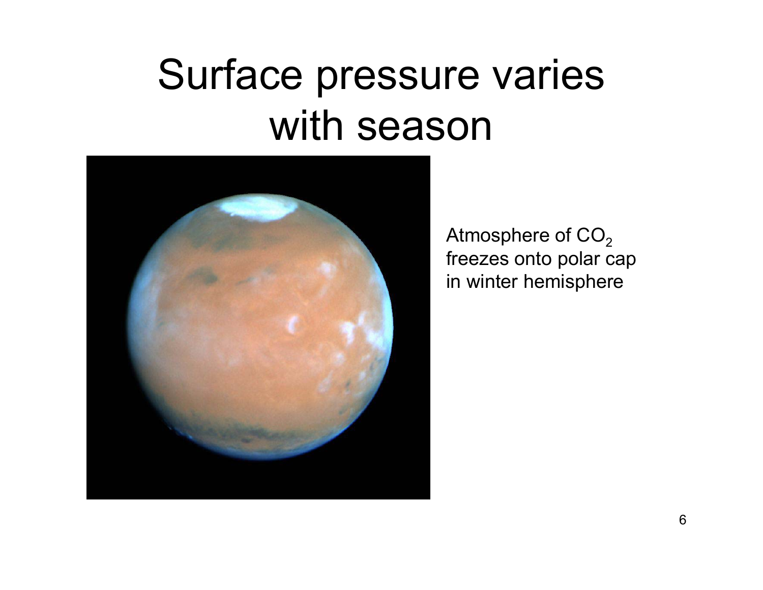# Surface pressure varies with season

Atmosphere of $CO_2$ freezes onto polar cap in winter hemisphere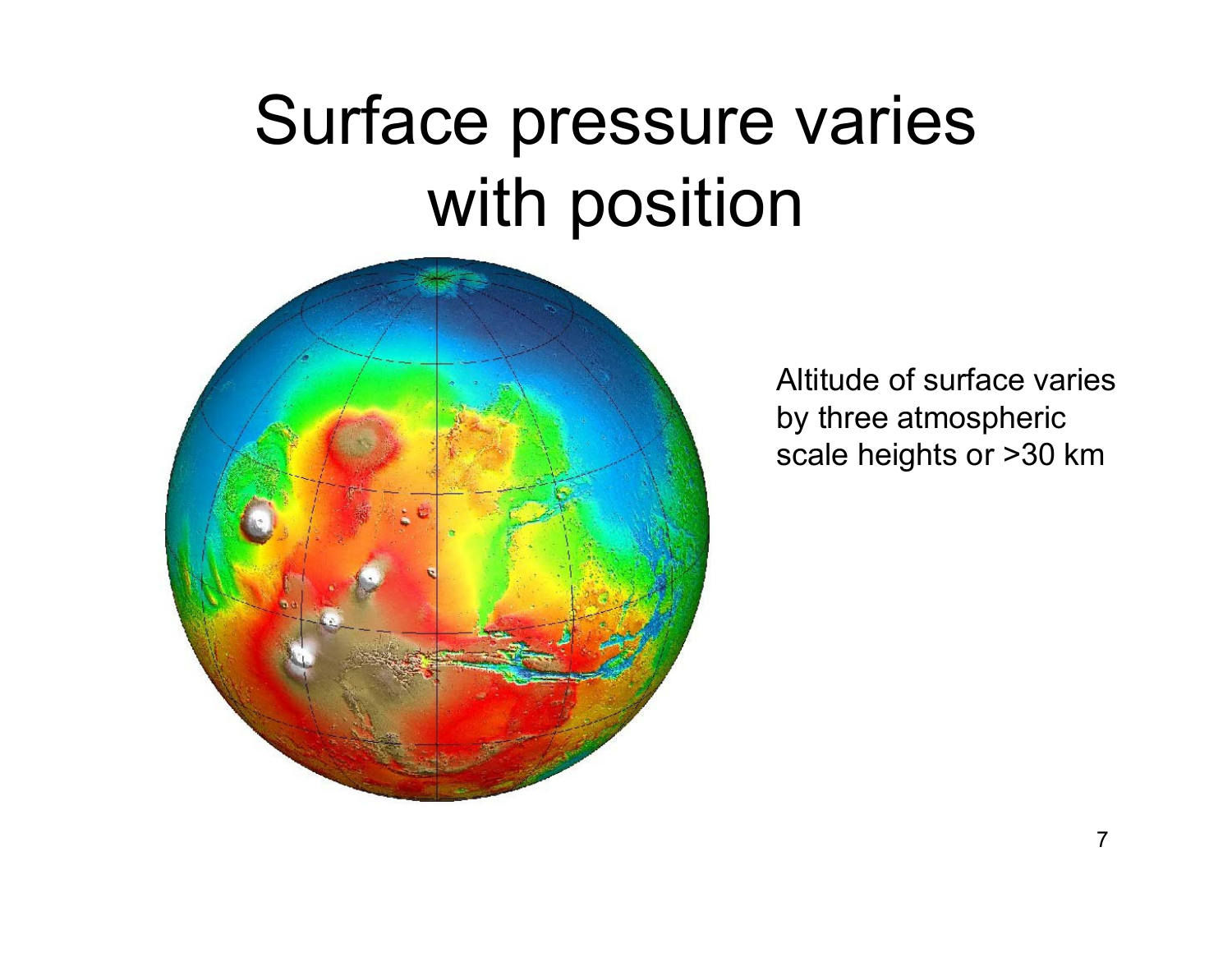# Surface pressure varies with position

Altitude of surface varies by three atmospheric scale heights or >30 km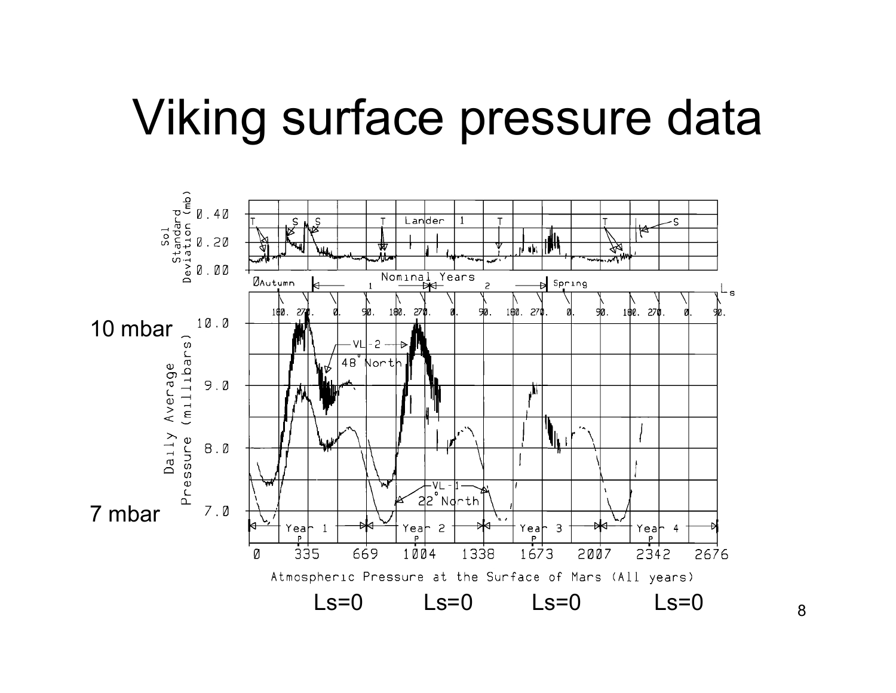# Viking surface pressure data

Sol Standard Deviation (mb)

0.40

0.20

0.00

T S S T Lander 1 T T S

Autumn Nominal Years 1 2 Spring

$L_s$

180. 270. 0. 90. 180. 270. 0. 90. 180. 270. 0. 90. 180. 270. 0. 90.

10 mbar

7 mbar

Daily Average Pressure (millibars)

10.0

9.0

8.0

7.0

VL-2 48° North

VL-1 22° North

Year 1 Year 2 Year 3 Year 4

P P P P

0 335 669 1004 1338 1673 2007 2342 2676

Atmospheric Pressure at the Surface of Mars (All years)

Ls=0 Ls=0 Ls=0 Ls=0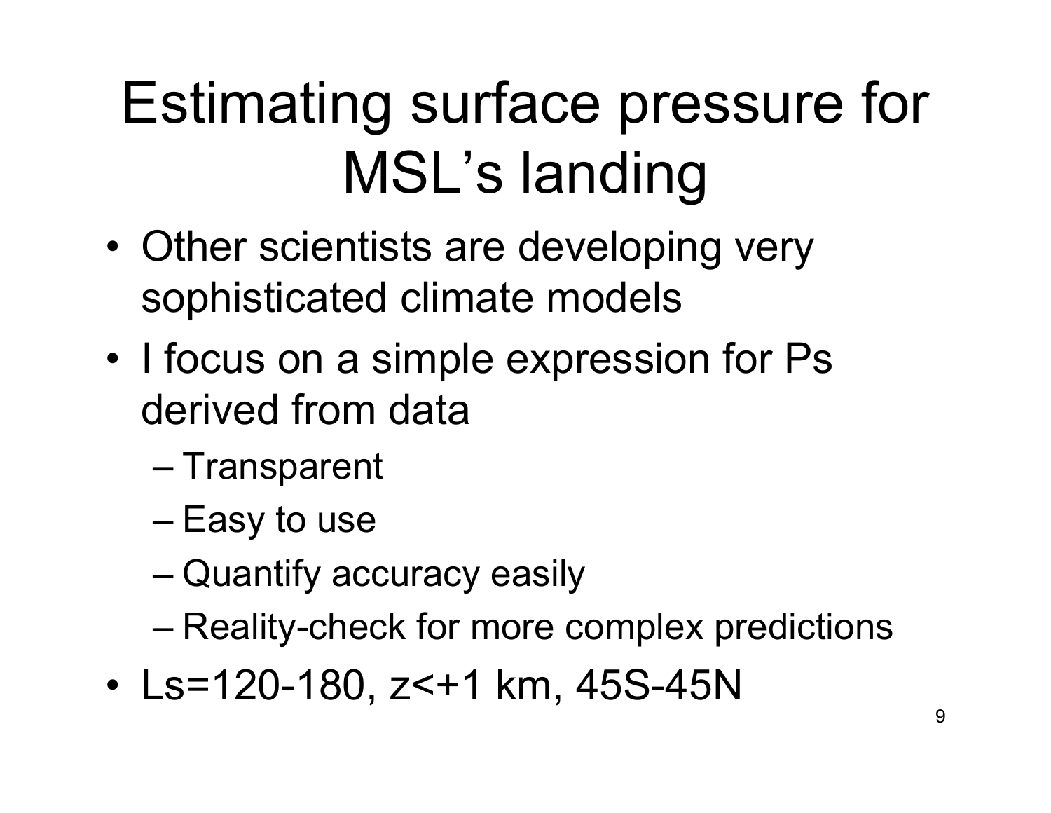# Estimating surface pressure for MSL's landing

- Other scientists are developing very sophisticated climate models
- I focus on a simple expression for Ps derived from data
  - Transparent
  - Easy to use
  - Quantify accuracy easily
  - Reality-check for more complex predictions
- Ls=120-180, z<+1 km, 45S-45N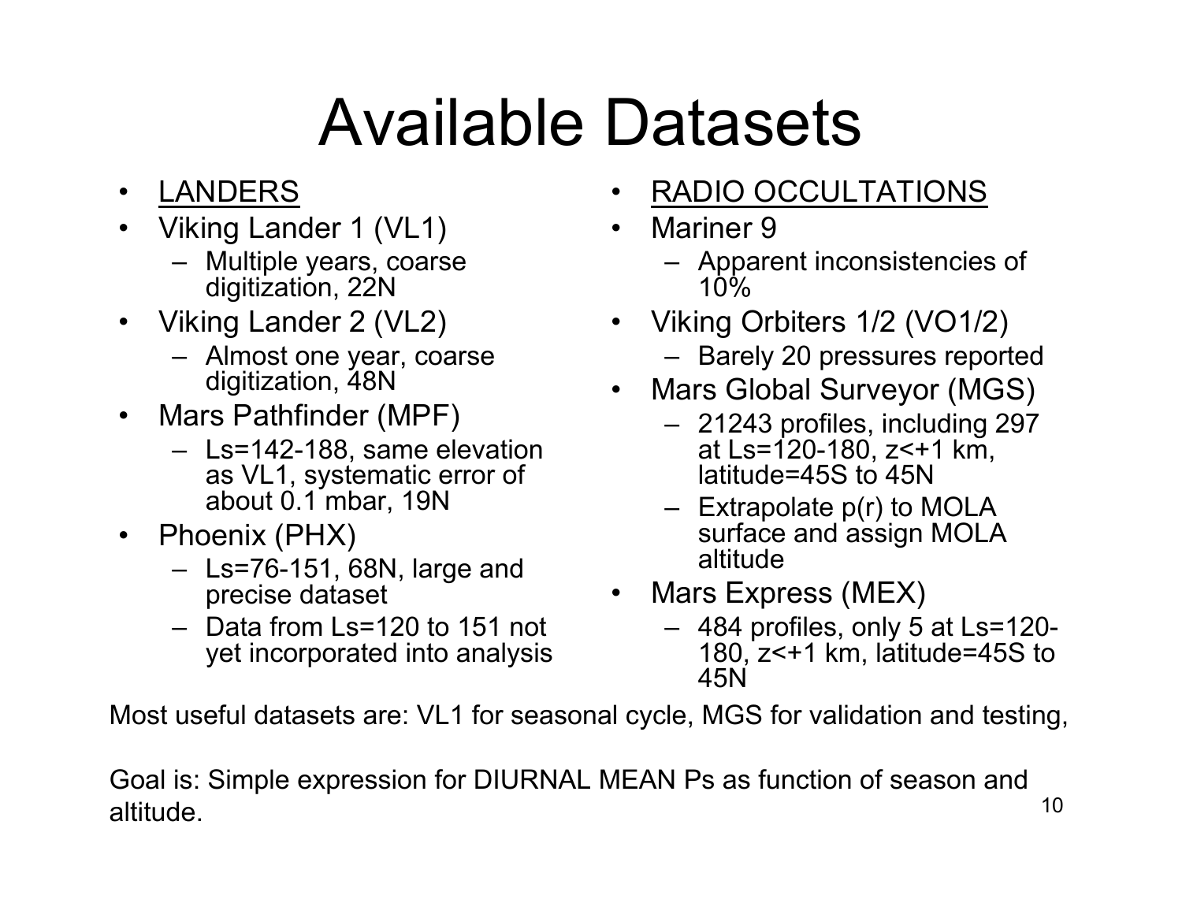# Available Datasets

- <u>LANDERS</u>
- Viking Lander 1 (VL1)
  - Multiple years, coarse digitization, 22N
- Viking Lander 2 (VL2)
  - Almost one year, coarse digitization, 48N
- Mars Pathfinder (MPF)
  - Ls=142-188, same elevation as VL1, systematic error of about 0.1 mbar, 19N
- Phoenix (PHX)
  - Ls=76-151, 68N, large and precise dataset
  - Data from Ls=120 to 151 not yet incorporated into analysis

- <u>RADIO OCCULTATIONS</u>
- Mariner 9
  - Apparent inconsistencies of 10%
- Viking Orbiters 1/2 (VO1/2)
  - Barely 20 pressures reported
- Mars Global Surveyor (MGS)
  - 21243 profiles, including 297 at Ls=120-180, z<+1 km, latitude=45S to 45N
  - Extrapolate p(r) to MOLA surface and assign MOLA altitude
- Mars Express (MEX)
  - 484 profiles, only 5 at Ls=120-180, z<+1 km, latitude=45S to 45N

Most useful datasets are: VL1 for seasonal cycle, MGS for validation and testing,

Goal is: Simple expression for DIURNAL MEAN Ps as function of season and altitude.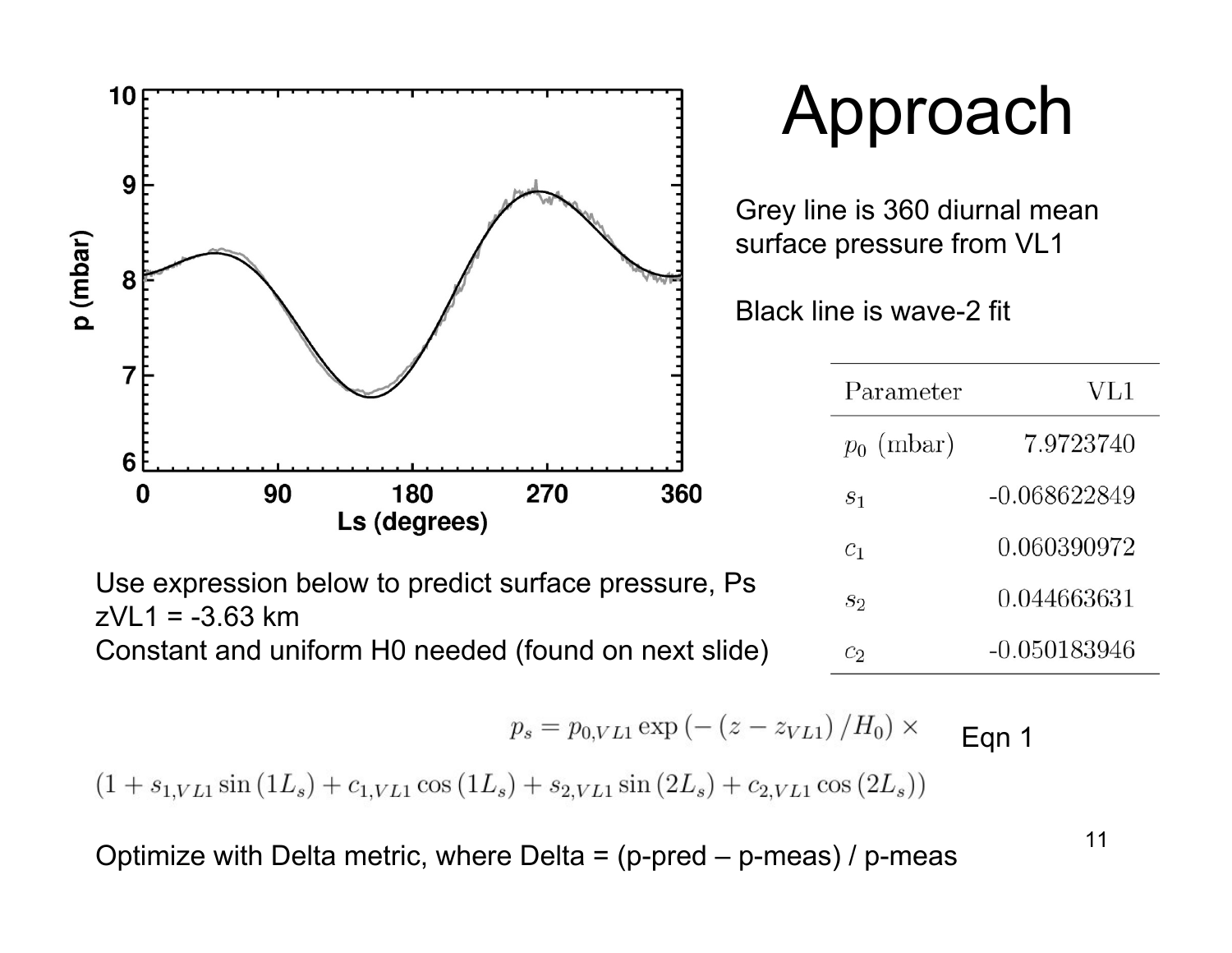# Approach

10
9
8
7
6
p (mbar)
0
90
180
270
360
Ls (degrees)

Grey line is 360 diurnal mean surface pressure from VL1

Black line is wave-2 fit

| Parameter | VL1 |
|---|---|
| $p_0$ (mbar) | 7.9723740 |
| $s_1$ | -0.068622849 |
| $c_1$ | 0.060390972 |
| $s_2$ | 0.044663631 |
| $c_2$ | -0.050183946 |

Use expression below to predict surface pressure, Ps

zVL1 = -3.63 km

Constant and uniform H0 needed (found on next slide)

$$p_s = p_{0,VL1} \exp\left(-\left(z - z_{VL1}\right)/H_0\right) \times$$

Eqn 1

$$\left(1 + s_{1,VL1}\sin\left(1L_s\right) + c_{1,VL1}\cos\left(1L_s\right) + s_{2,VL1}\sin\left(2L_s\right) + c_{2,VL1}\cos\left(2L_s\right)\right)$$

Optimize with Delta metric, where Delta = (p-pred – p-meas) / p-meas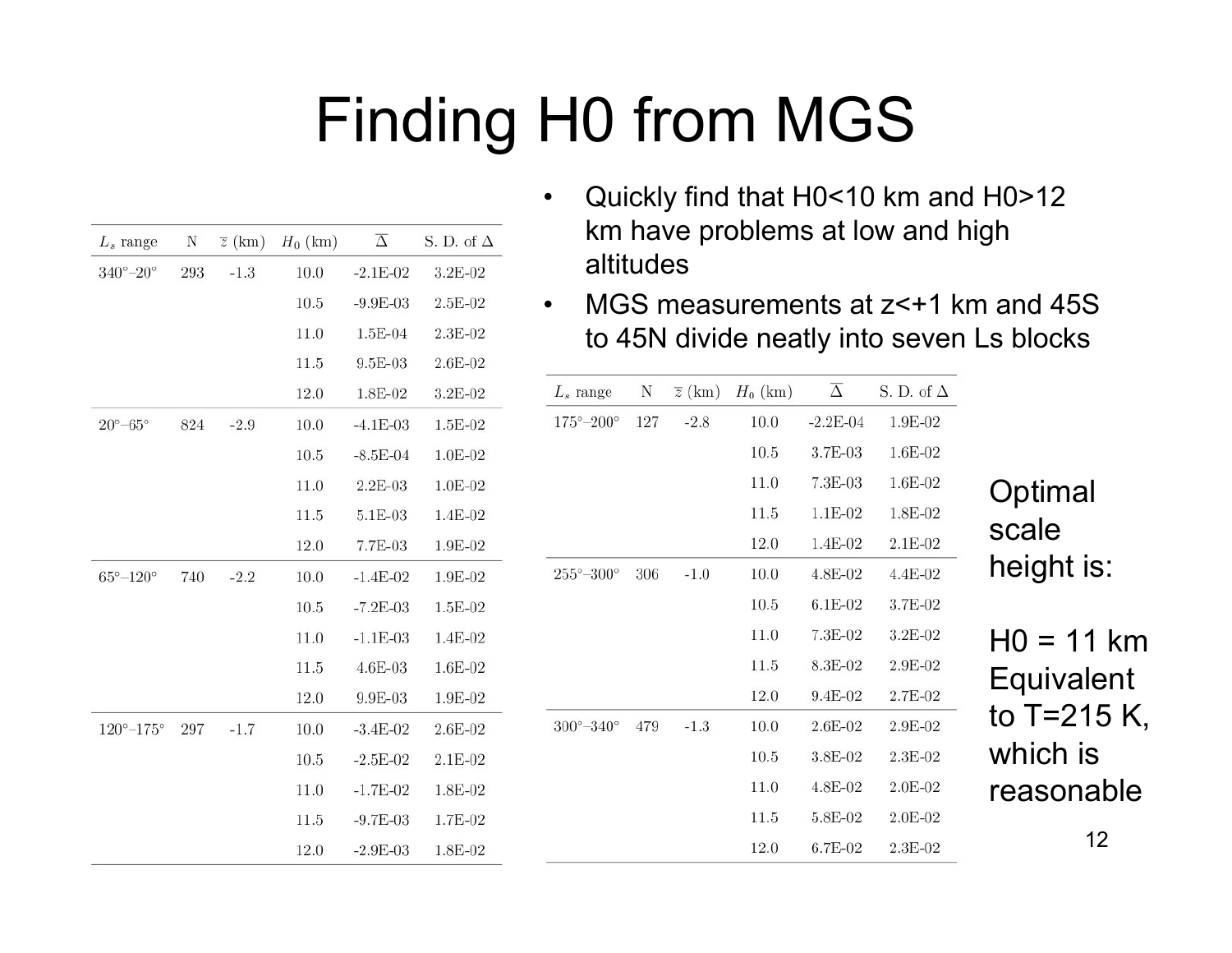# Finding H0 from MGS

- Quickly find that H0<10 km and H0>12 km have problems at low and high altitudes
- MGS measurements at z<+1 km and 45S to 45N divide neatly into seven Ls blocks

| $L_s$ range | N | $\overline{z}$ (km) | $H_0$ (km) | $\overline{\Delta}$ | S. D. of $\Delta$ |
|---|---|---|---|---|---|
| 340°–20° | 293 | -1.3 | 10.0 | -2.1E-02 | 3.2E-02 |
| | | | 10.5 | -9.9E-03 | 2.5E-02 |
| | | | 11.0 | 1.5E-04 | 2.3E-02 |
| | | | 11.5 | 9.5E-03 | 2.6E-02 |
| | | | 12.0 | 1.8E-02 | 3.2E-02 |
| 20°–65° | 824 | -2.9 | 10.0 | -4.1E-03 | 1.5E-02 |
| | | | 10.5 | -8.5E-04 | 1.0E-02 |
| | | | 11.0 | 2.2E-03 | 1.0E-02 |
| | | | 11.5 | 5.1E-03 | 1.4E-02 |
| | | | 12.0 | 7.7E-03 | 1.9E-02 |
| 65°–120° | 740 | -2.2 | 10.0 | -1.4E-02 | 1.9E-02 |
| | | | 10.5 | -7.2E-03 | 1.5E-02 |
| | | | 11.0 | -1.1E-03 | 1.4E-02 |
| | | | 11.5 | 4.6E-03 | 1.6E-02 |
| | | | 12.0 | 9.9E-03 | 1.9E-02 |
| 120°–175° | 297 | -1.7 | 10.0 | -3.4E-02 | 2.6E-02 |
| | | | 10.5 | -2.5E-02 | 2.1E-02 |
| | | | 11.0 | -1.7E-02 | 1.8E-02 |
| | | | 11.5 | -9.7E-03 | 1.7E-02 |
| | | | 12.0 | -2.9E-03 | 1.8E-02 |

| $L_s$ range | N | $\overline{z}$ (km) | $H_0$ (km) | $\overline{\Delta}$ | S. D. of $\Delta$ |
|---|---|---|---|---|---|
| 175°–200° | 127 | -2.8 | 10.0 | -2.2E-04 | 1.9E-02 |
| | | | 10.5 | 3.7E-03 | 1.6E-02 |
| | | | 11.0 | 7.3E-03 | 1.6E-02 |
| | | | 11.5 | 1.1E-02 | 1.8E-02 |
| | | | 12.0 | 1.4E-02 | 2.1E-02 |
| 255°–300° | 306 | -1.0 | 10.0 | 4.8E-02 | 4.4E-02 |
| | | | 10.5 | 6.1E-02 | 3.7E-02 |
| | | | 11.0 | 7.3E-02 | 3.2E-02 |
| | | | 11.5 | 8.3E-02 | 2.9E-02 |
| | | | 12.0 | 9.4E-02 | 2.7E-02 |
| 300°–340° | 479 | -1.3 | 10.0 | 2.6E-02 | 2.9E-02 |
| | | | 10.5 | 3.8E-02 | 2.3E-02 |
| | | | 11.0 | 4.8E-02 | 2.0E-02 |
| | | | 11.5 | 5.8E-02 | 2.0E-02 |
| | | | 12.0 | 6.7E-02 | 2.3E-02 |

Optimal scale height is:

H0 = 11 km
Equivalent to T=215 K, which is reasonable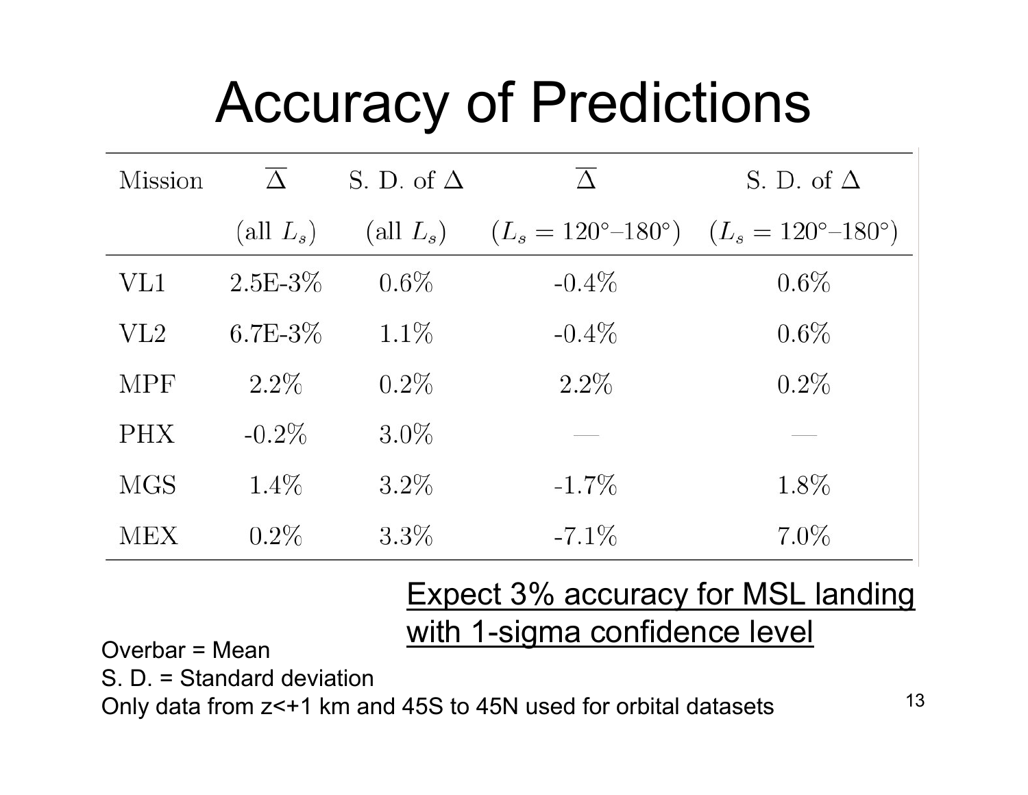# Accuracy of Predictions

| Mission | $\overline{\Delta}$ (all $L_s$) | S. D. of $\Delta$ (all $L_s$) | $\overline{\Delta}$ ($L_s = 120°–180°$) | S. D. of $\Delta$ ($L_s = 120°–180°$) |
|---|---|---|---|---|
| VL1 | 2.5E-3% | 0.6% | -0.4% | 0.6% |
| VL2 | 6.7E-3% | 1.1% | -0.4% | 0.6% |
| MPF | 2.2% | 0.2% | 2.2% | 0.2% |
| PHX | -0.2% | 3.0% | — | — |
| MGS | 1.4% | 3.2% | -1.7% | 1.8% |
| MEX | 0.2% | 3.3% | -7.1% | 7.0% |

Expect 3% accuracy for MSL landing with 1-sigma confidence level

Overbar = Mean
S. D. = Standard deviation
Only data from z<+1 km and 45S to 45N used for orbital datasets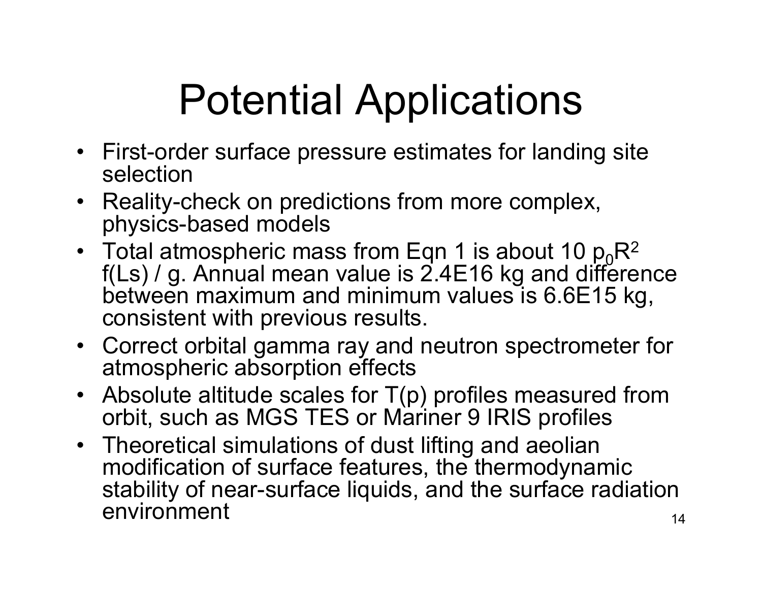# Potential Applications

- First-order surface pressure estimates for landing site selection
- Reality-check on predictions from more complex, physics-based models
- Total atmospheric mass from Eqn 1 is about 10 $p_0R^2$ f(Ls) / g. Annual mean value is 2.4E16 kg and difference between maximum and minimum values is 6.6E15 kg, consistent with previous results.
- Correct orbital gamma ray and neutron spectrometer for atmospheric absorption effects
- Absolute altitude scales for T(p) profiles measured from orbit, such as MGS TES or Mariner 9 IRIS profiles
- Theoretical simulations of dust lifting and aeolian modification of surface features, the thermodynamic stability of near-surface liquids, and the surface radiation environment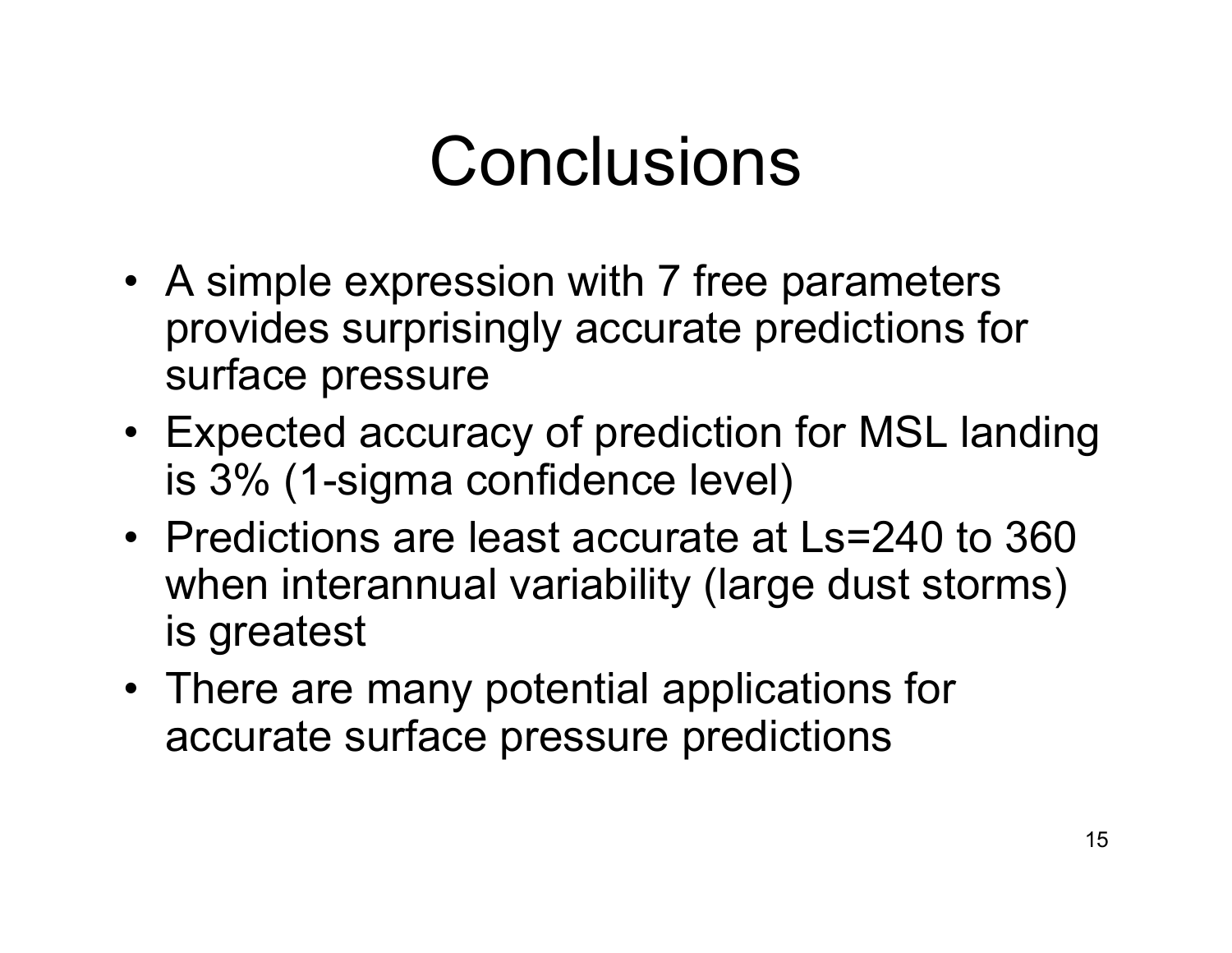# Conclusions

- A simple expression with 7 free parameters provides surprisingly accurate predictions for surface pressure
- Expected accuracy of prediction for MSL landing is 3% (1-sigma confidence level)
- Predictions are least accurate at Ls=240 to 360 when interannual variability (large dust storms) is greatest
- There are many potential applications for accurate surface pressure predictions